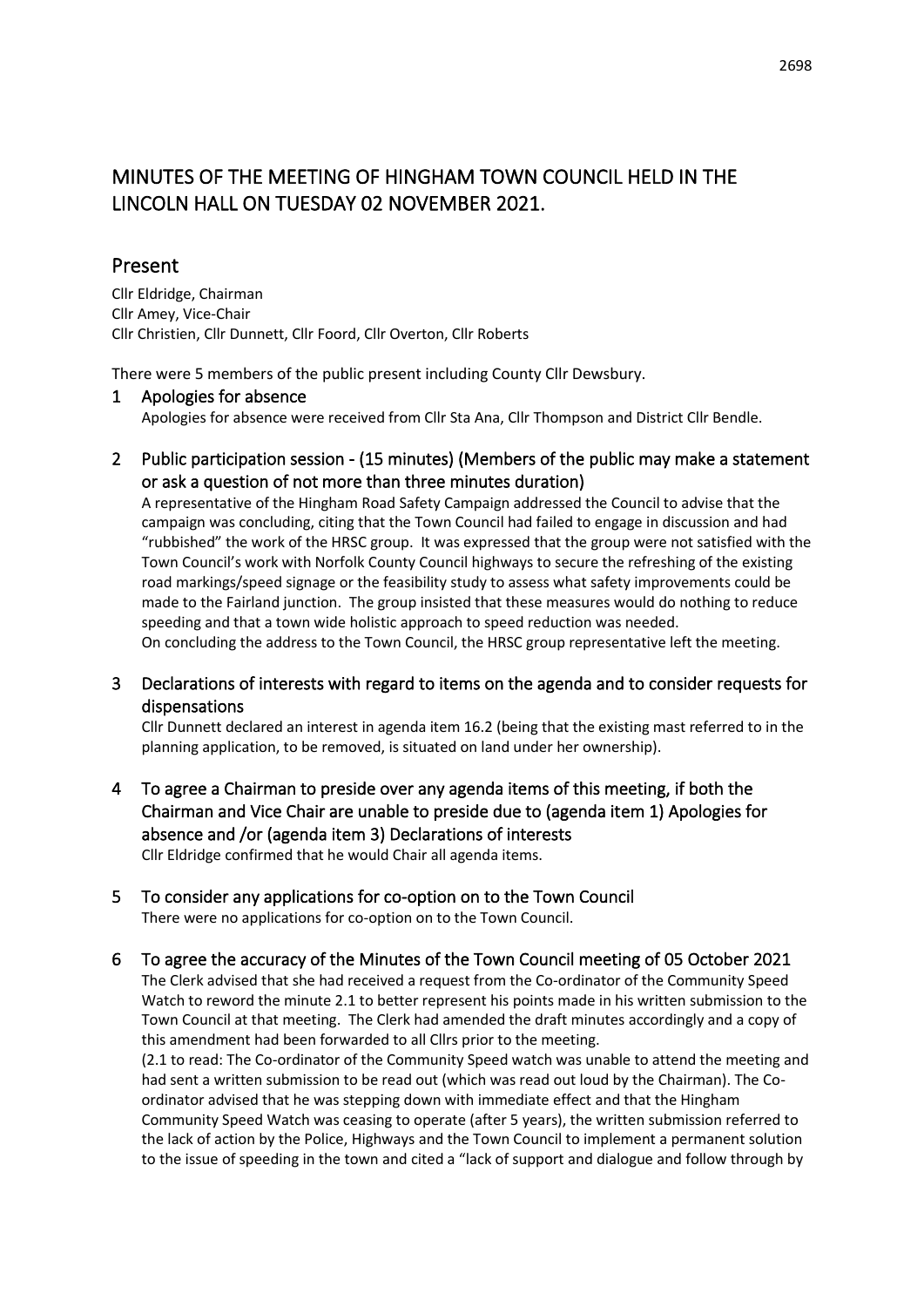# MINUTES OF THE MEETING OF HINGHAM TOWN COUNCIL HELD IN THE LINCOLN HALL ON TUESDAY 02 NOVEMBER 2021.

## Present

Cllr Eldridge, Chairman
Cllr Amey, Vice-Chair
Cllr Christien, Cllr Dunnett, Cllr Foord, Cllr Overton, Cllr Roberts

There were 5 members of the public present including County Cllr Dewsbury.

### 1 Apologies for absence

Apologies for absence were received from Cllr Sta Ana, Cllr Thompson and District Cllr Bendle.

### 2 Public participation session - (15 minutes) (Members of the public may make a statement or ask a question of not more than three minutes duration)

A representative of the Hingham Road Safety Campaign addressed the Council to advise that the campaign was concluding, citing that the Town Council had failed to engage in discussion and had "rubbished" the work of the HRSC group. It was expressed that the group were not satisfied with the Town Council's work with Norfolk County Council highways to secure the refreshing of the existing road markings/speed signage or the feasibility study to assess what safety improvements could be made to the Fairland junction. The group insisted that these measures would do nothing to reduce speeding and that a town wide holistic approach to speed reduction was needed.
On concluding the address to the Town Council, the HRSC group representative left the meeting.

### 3 Declarations of interests with regard to items on the agenda and to consider requests for dispensations

Cllr Dunnett declared an interest in agenda item 16.2 (being that the existing mast referred to in the planning application, to be removed, is situated on land under her ownership).

### 4 To agree a Chairman to preside over any agenda items of this meeting, if both the Chairman and Vice Chair are unable to preside due to (agenda item 1) Apologies for absence and /or (agenda item 3) Declarations of interests

Cllr Eldridge confirmed that he would Chair all agenda items.

### 5 To consider any applications for co-option on to the Town Council

There were no applications for co-option on to the Town Council.

### 6 To agree the accuracy of the Minutes of the Town Council meeting of 05 October 2021

The Clerk advised that she had received a request from the Co-ordinator of the Community Speed Watch to reword the minute 2.1 to better represent his points made in his written submission to the Town Council at that meeting. The Clerk had amended the draft minutes accordingly and a copy of this amendment had been forwarded to all Cllrs prior to the meeting.
(2.1 to read: The Co-ordinator of the Community Speed watch was unable to attend the meeting and had sent a written submission to be read out (which was read out loud by the Chairman). The Co-ordinator advised that he was stepping down with immediate effect and that the Hingham Community Speed Watch was ceasing to operate (after 5 years), the written submission referred to the lack of action by the Police, Highways and the Town Council to implement a permanent solution to the issue of speeding in the town and cited a "lack of support and dialogue and follow through by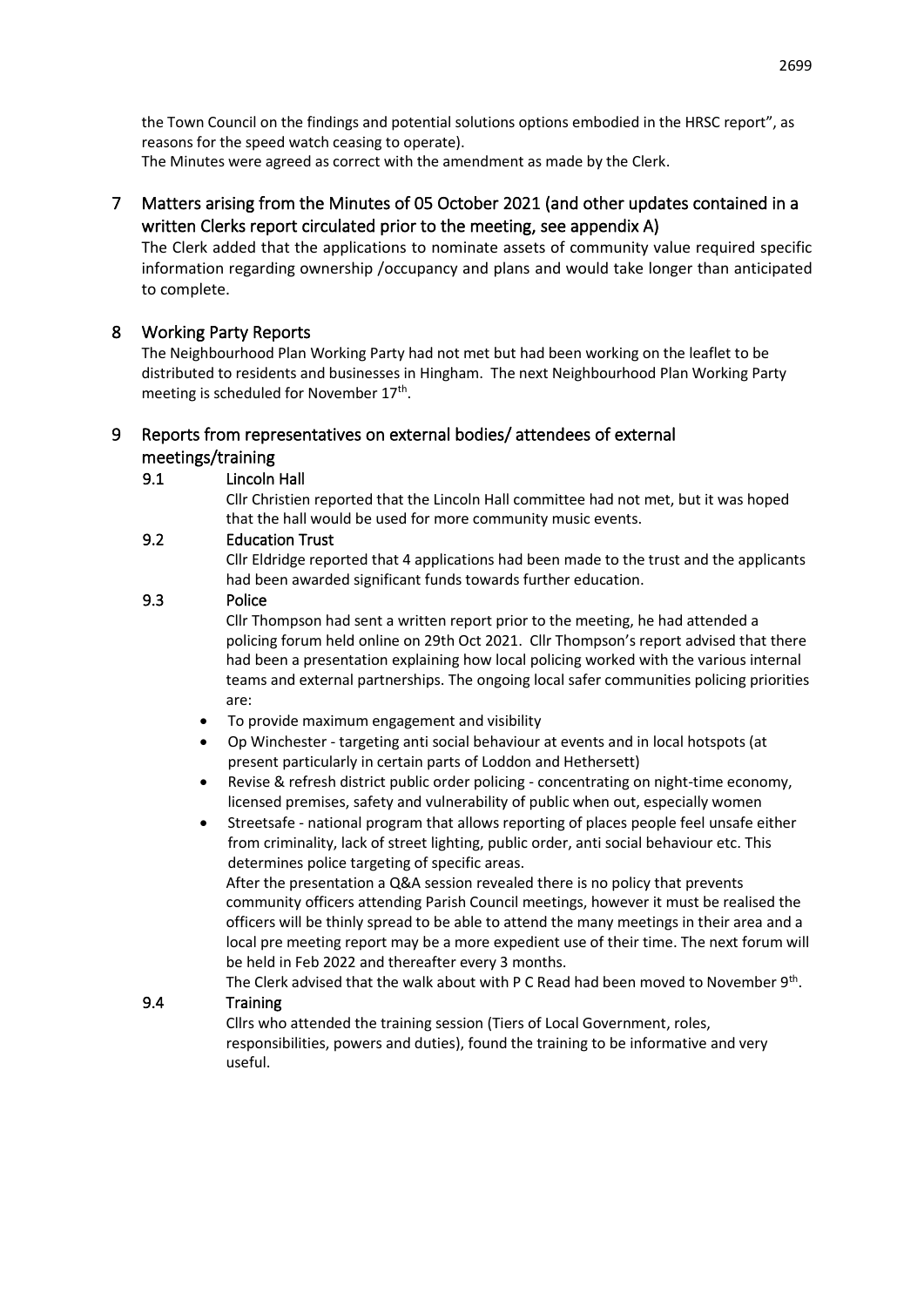the Town Council on the findings and potential solutions options embodied in the HRSC report", as reasons for the speed watch ceasing to operate).

The Minutes were agreed as correct with the amendment as made by the Clerk.

## 7 Matters arising from the Minutes of 05 October 2021 (and other updates contained in a written Clerks report circulated prior to the meeting, see appendix A)

The Clerk added that the applications to nominate assets of community value required specific information regarding ownership /occupancy and plans and would take longer than anticipated to complete.

## 8 Working Party Reports

The Neighbourhood Plan Working Party had not met but had been working on the leaflet to be distributed to residents and businesses in Hingham. The next Neighbourhood Plan Working Party meeting is scheduled for November 17th.

## 9 Reports from representatives on external bodies/ attendees of external meetings/training

### 9.1 Lincoln Hall

Cllr Christien reported that the Lincoln Hall committee had not met, but it was hoped that the hall would be used for more community music events.

### 9.2 Education Trust

Cllr Eldridge reported that 4 applications had been made to the trust and the applicants had been awarded significant funds towards further education.

### 9.3 Police

Cllr Thompson had sent a written report prior to the meeting, he had attended a policing forum held online on 29th Oct 2021. Cllr Thompson's report advised that there had been a presentation explaining how local policing worked with the various internal teams and external partnerships. The ongoing local safer communities policing priorities are:

- To provide maximum engagement and visibility
- Op Winchester - targeting anti social behaviour at events and in local hotspots (at present particularly in certain parts of Loddon and Hethersett)
- Revise & refresh district public order policing - concentrating on night-time economy, licensed premises, safety and vulnerability of public when out, especially women
- Streetsafe - national program that allows reporting of places people feel unsafe either from criminality, lack of street lighting, public order, anti social behaviour etc. This determines police targeting of specific areas.

After the presentation a Q&A session revealed there is no policy that prevents community officers attending Parish Council meetings, however it must be realised the officers will be thinly spread to be able to attend the many meetings in their area and a local pre meeting report may be a more expedient use of their time. The next forum will be held in Feb 2022 and thereafter every 3 months.

The Clerk advised that the walk about with P C Read had been moved to November 9th.

### 9.4 Training

Cllrs who attended the training session (Tiers of Local Government, roles, responsibilities, powers and duties), found the training to be informative and very useful.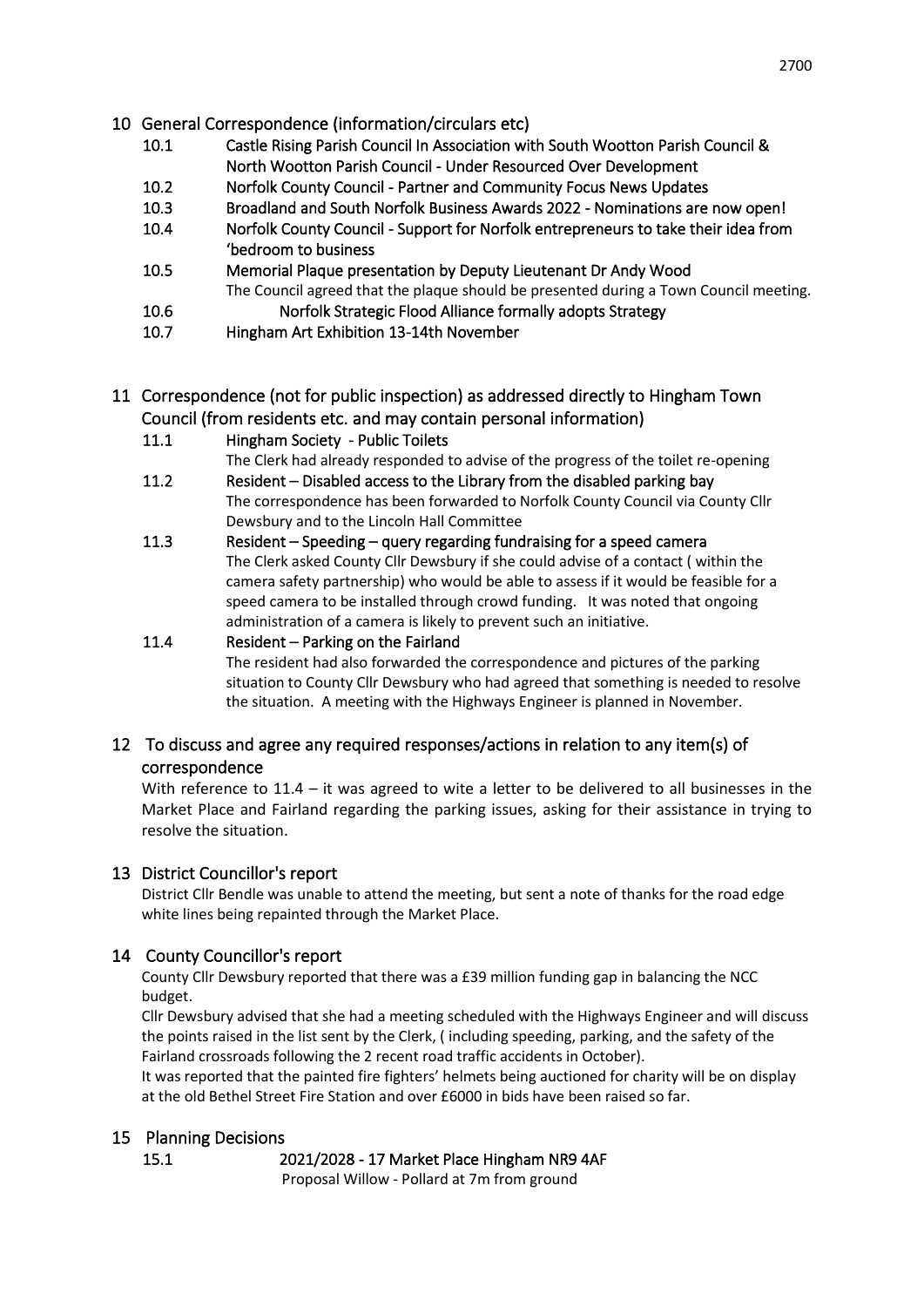## 10 General Correspondence (information/circulars etc)

10.1 Castle Rising Parish Council In Association with South Wootton Parish Council & North Wootton Parish Council - Under Resourced Over Development

10.2 Norfolk County Council - Partner and Community Focus News Updates

10.3 Broadland and South Norfolk Business Awards 2022 - Nominations are now open!

10.4 Norfolk County Council - Support for Norfolk entrepreneurs to take their idea from 'bedroom to business

10.5 Memorial Plaque presentation by Deputy Lieutenant Dr Andy Wood

The Council agreed that the plaque should be presented during a Town Council meeting.

10.6 Norfolk Strategic Flood Alliance formally adopts Strategy

10.7 Hingham Art Exhibition 13-14th November

## 11 Correspondence (not for public inspection) as addressed directly to Hingham Town Council (from residents etc. and may contain personal information)

11.1 Hingham Society - Public Toilets

The Clerk had already responded to advise of the progress of the toilet re-opening

11.2 Resident – Disabled access to the Library from the disabled parking bay

The correspondence has been forwarded to Norfolk County Council via County Cllr Dewsbury and to the Lincoln Hall Committee

11.3 Resident – Speeding – query regarding fundraising for a speed camera

The Clerk asked County Cllr Dewsbury if she could advise of a contact ( within the camera safety partnership) who would be able to assess if it would be feasible for a speed camera to be installed through crowd funding. It was noted that ongoing administration of a camera is likely to prevent such an initiative.

11.4 Resident – Parking on the Fairland

The resident had also forwarded the correspondence and pictures of the parking situation to County Cllr Dewsbury who had agreed that something is needed to resolve the situation. A meeting with the Highways Engineer is planned in November.

## 12 To discuss and agree any required responses/actions in relation to any item(s) of correspondence

With reference to 11.4 – it was agreed to wite a letter to be delivered to all businesses in the Market Place and Fairland regarding the parking issues, asking for their assistance in trying to resolve the situation.

## 13 District Councillor's report

District Cllr Bendle was unable to attend the meeting, but sent a note of thanks for the road edge white lines being repainted through the Market Place.

## 14 County Councillor's report

County Cllr Dewsbury reported that there was a £39 million funding gap in balancing the NCC budget.

Cllr Dewsbury advised that she had a meeting scheduled with the Highways Engineer and will discuss the points raised in the list sent by the Clerk, ( including speeding, parking, and the safety of the Fairland crossroads following the 2 recent road traffic accidents in October).

It was reported that the painted fire fighters' helmets being auctioned for charity will be on display at the old Bethel Street Fire Station and over £6000 in bids have been raised so far.

## 15 Planning Decisions

15.1 2021/2028 - 17 Market Place Hingham NR9 4AF

Proposal Willow - Pollard at 7m from ground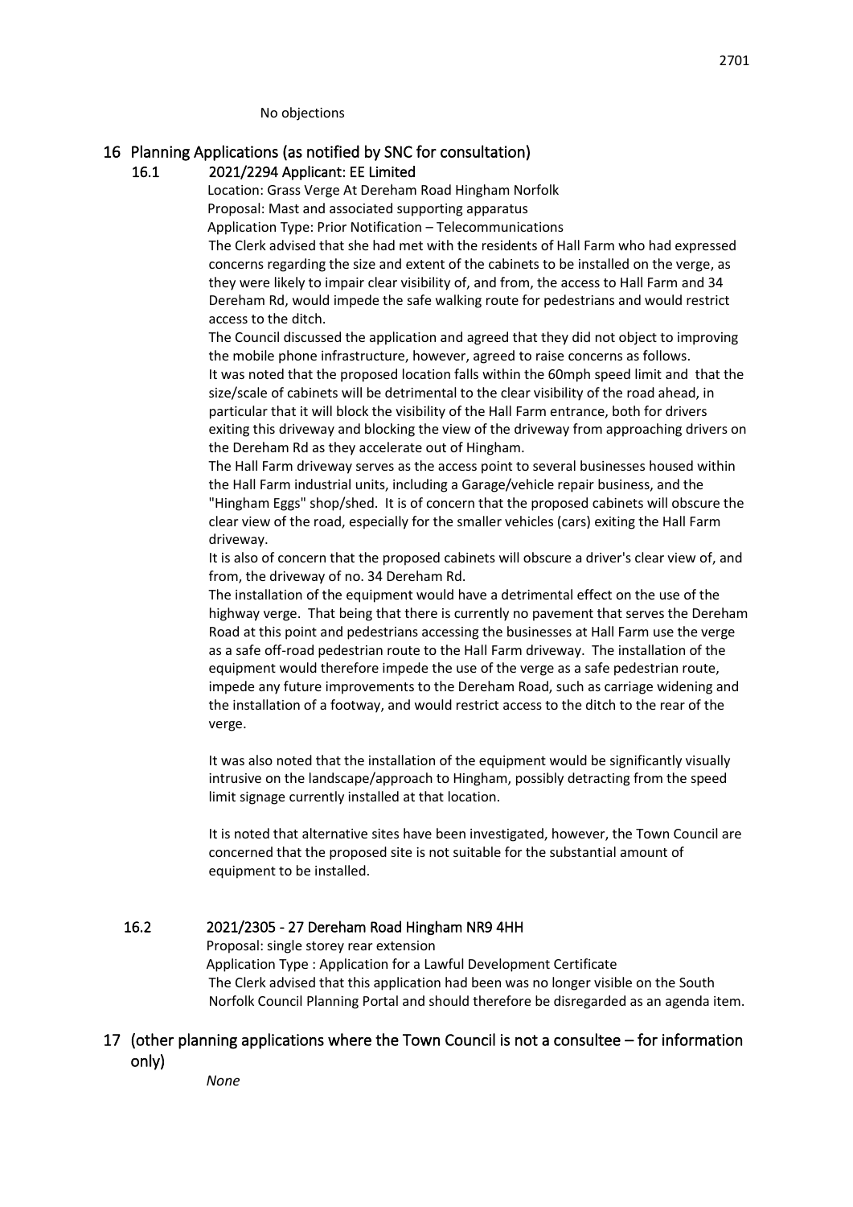No objections

## 16 Planning Applications (as notified by SNC for consultation)

### 16.1 2021/2294 Applicant: EE Limited

Location: Grass Verge At Dereham Road Hingham Norfolk
Proposal: Mast and associated supporting apparatus
Application Type: Prior Notification – Telecommunications

The Clerk advised that she had met with the residents of Hall Farm who had expressed concerns regarding the size and extent of the cabinets to be installed on the verge, as they were likely to impair clear visibility of, and from, the access to Hall Farm and 34 Dereham Rd, would impede the safe walking route for pedestrians and would restrict access to the ditch.

The Council discussed the application and agreed that they did not object to improving the mobile phone infrastructure, however, agreed to raise concerns as follows.

It was noted that the proposed location falls within the 60mph speed limit and that the size/scale of cabinets will be detrimental to the clear visibility of the road ahead, in particular that it will block the visibility of the Hall Farm entrance, both for drivers exiting this driveway and blocking the view of the driveway from approaching drivers on the Dereham Rd as they accelerate out of Hingham.

The Hall Farm driveway serves as the access point to several businesses housed within the Hall Farm industrial units, including a Garage/vehicle repair business, and the "Hingham Eggs" shop/shed. It is of concern that the proposed cabinets will obscure the clear view of the road, especially for the smaller vehicles (cars) exiting the Hall Farm driveway.

It is also of concern that the proposed cabinets will obscure a driver's clear view of, and from, the driveway of no. 34 Dereham Rd.

The installation of the equipment would have a detrimental effect on the use of the highway verge. That being that there is currently no pavement that serves the Dereham Road at this point and pedestrians accessing the businesses at Hall Farm use the verge as a safe off-road pedestrian route to the Hall Farm driveway. The installation of the equipment would therefore impede the use of the verge as a safe pedestrian route, impede any future improvements to the Dereham Road, such as carriage widening and the installation of a footway, and would restrict access to the ditch to the rear of the verge.

It was also noted that the installation of the equipment would be significantly visually intrusive on the landscape/approach to Hingham, possibly detracting from the speed limit signage currently installed at that location.

It is noted that alternative sites have been investigated, however, the Town Council are concerned that the proposed site is not suitable for the substantial amount of equipment to be installed.

### 16.2 2021/2305 - 27 Dereham Road Hingham NR9 4HH

Proposal: single storey rear extension
Application Type : Application for a Lawful Development Certificate

The Clerk advised that this application had been was no longer visible on the South Norfolk Council Planning Portal and should therefore be disregarded as an agenda item.

## 17 (other planning applications where the Town Council is not a consultee – for information only)

*None*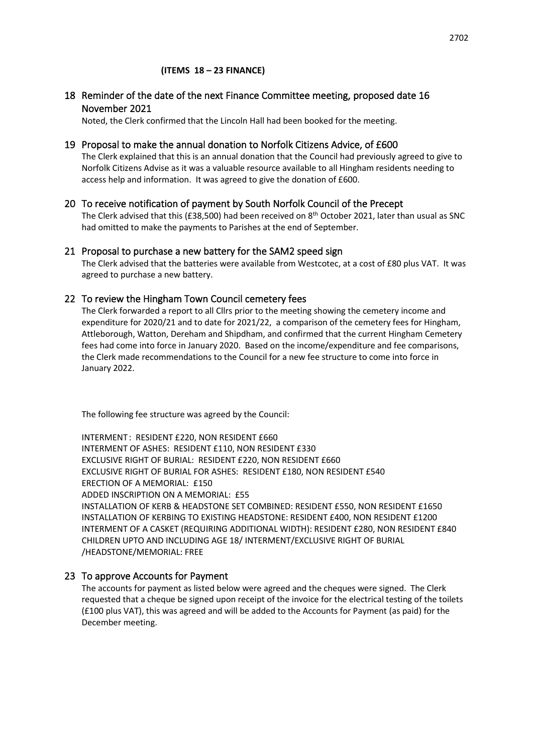**(ITEMS 18 – 23 FINANCE)**

## 18 Reminder of the date of the next Finance Committee meeting, proposed date 16 November 2021

Noted, the Clerk confirmed that the Lincoln Hall had been booked for the meeting.

## 19 Proposal to make the annual donation to Norfolk Citizens Advice, of £600

The Clerk explained that this is an annual donation that the Council had previously agreed to give to Norfolk Citizens Advise as it was a valuable resource available to all Hingham residents needing to access help and information. It was agreed to give the donation of £600.

## 20 To receive notification of payment by South Norfolk Council of the Precept

The Clerk advised that this (£38,500) had been received on 8th October 2021, later than usual as SNC had omitted to make the payments to Parishes at the end of September.

## 21 Proposal to purchase a new battery for the SAM2 speed sign

The Clerk advised that the batteries were available from Westcotec, at a cost of £80 plus VAT. It was agreed to purchase a new battery.

## 22 To review the Hingham Town Council cemetery fees

The Clerk forwarded a report to all Cllrs prior to the meeting showing the cemetery income and expenditure for 2020/21 and to date for 2021/22, a comparison of the cemetery fees for Hingham, Attleborough, Watton, Dereham and Shipdham, and confirmed that the current Hingham Cemetery fees had come into force in January 2020. Based on the income/expenditure and fee comparisons, the Clerk made recommendations to the Council for a new fee structure to come into force in January 2022.

The following fee structure was agreed by the Council:

INTERMENT : RESIDENT £220, NON RESIDENT £660
INTERMENT OF ASHES: RESIDENT £110, NON RESIDENT £330
EXCLUSIVE RIGHT OF BURIAL: RESIDENT £220, NON RESIDENT £660
EXCLUSIVE RIGHT OF BURIAL FOR ASHES: RESIDENT £180, NON RESIDENT £540
ERECTION OF A MEMORIAL: £150
ADDED INSCRIPTION ON A MEMORIAL: £55
INSTALLATION OF KERB & HEADSTONE SET COMBINED: RESIDENT £550, NON RESIDENT £1650
INSTALLATION OF KERBING TO EXISTING HEADSTONE: RESIDENT £400, NON RESIDENT £1200
INTERMENT OF A CASKET (REQUIRING ADDITIONAL WIDTH): RESIDENT £280, NON RESIDENT £840
CHILDREN UPTO AND INCLUDING AGE 18/ INTERMENT/EXCLUSIVE RIGHT OF BURIAL /HEADSTONE/MEMORIAL: FREE

## 23 To approve Accounts for Payment

The accounts for payment as listed below were agreed and the cheques were signed. The Clerk requested that a cheque be signed upon receipt of the invoice for the electrical testing of the toilets (£100 plus VAT), this was agreed and will be added to the Accounts for Payment (as paid) for the December meeting.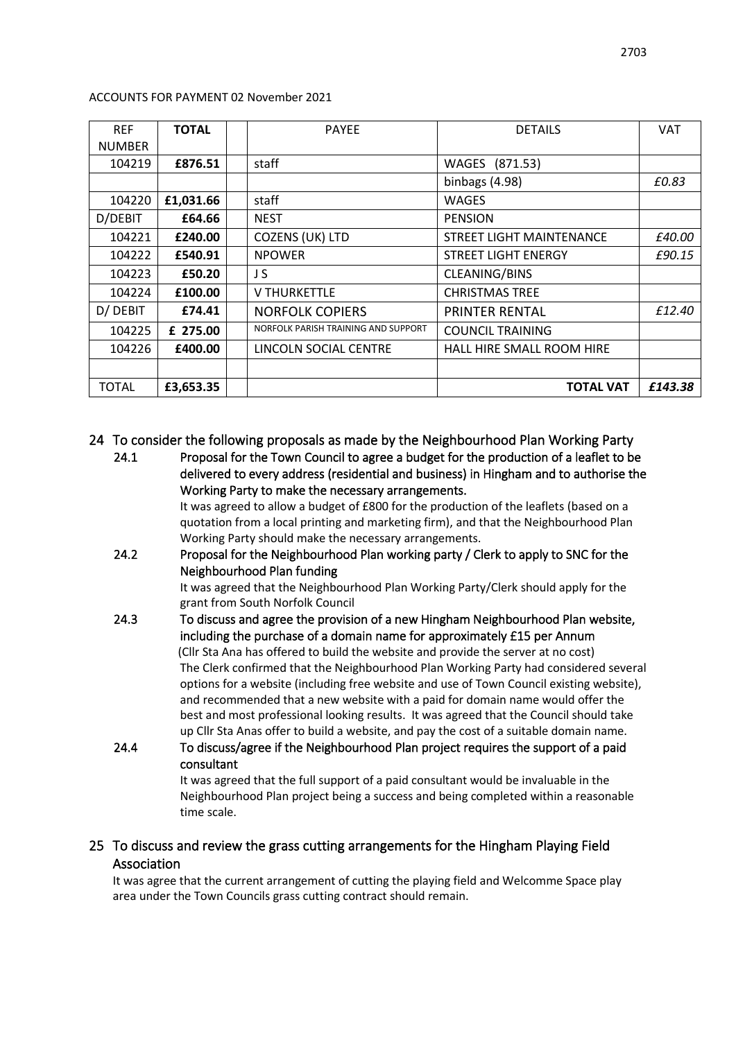ACCOUNTS FOR PAYMENT 02 November 2021

| REF NUMBER | TOTAL | | PAYEE | DETAILS | VAT |
|---|---|---|---|---|---|
| 104219 | **£876.51** | | staff | WAGES (871.53) | |
| | | | | binbags (4.98) | *£0.83* |
| 104220 | **£1,031.66** | | staff | WAGES | |
| D/DEBIT | **£64.66** | | NEST | PENSION | |
| 104221 | **£240.00** | | COZENS (UK) LTD | STREET LIGHT MAINTENANCE | *£40.00* |
| 104222 | **£540.91** | | NPOWER | STREET LIGHT ENERGY | *£90.15* |
| 104223 | **£50.20** | | J S | CLEANING/BINS | |
| 104224 | **£100.00** | | V THURKETTLE | CHRISTMAS TREE | |
| D/ DEBIT | **£74.41** | | NORFOLK COPIERS | PRINTER RENTAL | *£12.40* |
| 104225 | **£ 275.00** | | NORFOLK PARISH TRAINING AND SUPPORT | COUNCIL TRAINING | |
| 104226 | **£400.00** | | LINCOLN SOCIAL CENTRE | HALL HIRE SMALL ROOM HIRE | |
| | | | | | |
| TOTAL | **£3,653.35** | | | **TOTAL VAT** | ***£143.38*** |

## 24 To consider the following proposals as made by the Neighbourhood Plan Working Party

**24.1 Proposal for the Town Council to agree a budget for the production of a leaflet to be delivered to every address (residential and business) in Hingham and to authorise the Working Party to make the necessary arrangements.**

It was agreed to allow a budget of £800 for the production of the leaflets (based on a quotation from a local printing and marketing firm), and that the Neighbourhood Plan Working Party should make the necessary arrangements.

**24.2 Proposal for the Neighbourhood Plan working party / Clerk to apply to SNC for the Neighbourhood Plan funding**

It was agreed that the Neighbourhood Plan Working Party/Clerk should apply for the grant from South Norfolk Council

**24.3 To discuss and agree the provision of a new Hingham Neighbourhood Plan website, including the purchase of a domain name for approximately £15 per Annum**

(Cllr Sta Ana has offered to build the website and provide the server at no cost)
The Clerk confirmed that the Neighbourhood Plan Working Party had considered several options for a website (including free website and use of Town Council existing website), and recommended that a new website with a paid for domain name would offer the best and most professional looking results. It was agreed that the Council should take up Cllr Sta Anas offer to build a website, and pay the cost of a suitable domain name.

**24.4 To discuss/agree if the Neighbourhood Plan project requires the support of a paid consultant**

It was agreed that the full support of a paid consultant would be invaluable in the Neighbourhood Plan project being a success and being completed within a reasonable time scale.

## 25 To discuss and review the grass cutting arrangements for the Hingham Playing Field Association

It was agree that the current arrangement of cutting the playing field and Welcomme Space play area under the Town Councils grass cutting contract should remain.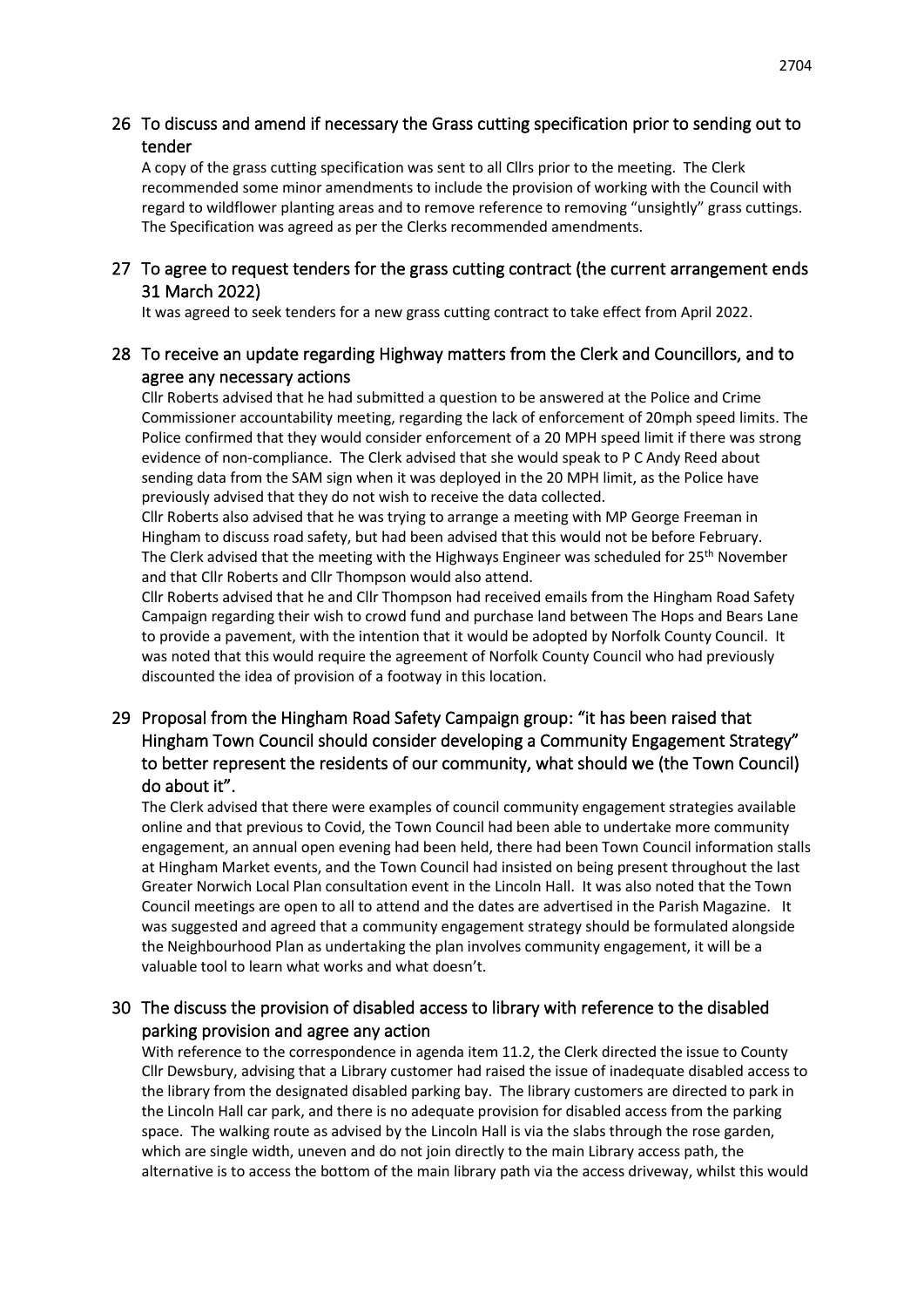## 26 To discuss and amend if necessary the Grass cutting specification prior to sending out to tender

A copy of the grass cutting specification was sent to all Cllrs prior to the meeting. The Clerk recommended some minor amendments to include the provision of working with the Council with regard to wildflower planting areas and to remove reference to removing "unsightly" grass cuttings. The Specification was agreed as per the Clerks recommended amendments.

## 27 To agree to request tenders for the grass cutting contract (the current arrangement ends 31 March 2022)

It was agreed to seek tenders for a new grass cutting contract to take effect from April 2022.

## 28 To receive an update regarding Highway matters from the Clerk and Councillors, and to agree any necessary actions

Cllr Roberts advised that he had submitted a question to be answered at the Police and Crime Commissioner accountability meeting, regarding the lack of enforcement of 20mph speed limits. The Police confirmed that they would consider enforcement of a 20 MPH speed limit if there was strong evidence of non-compliance. The Clerk advised that she would speak to P C Andy Reed about sending data from the SAM sign when it was deployed in the 20 MPH limit, as the Police have previously advised that they do not wish to receive the data collected.

Cllr Roberts also advised that he was trying to arrange a meeting with MP George Freeman in Hingham to discuss road safety, but had been advised that this would not be before February. The Clerk advised that the meeting with the Highways Engineer was scheduled for 25th November and that Cllr Roberts and Cllr Thompson would also attend.

Cllr Roberts advised that he and Cllr Thompson had received emails from the Hingham Road Safety Campaign regarding their wish to crowd fund and purchase land between The Hops and Bears Lane to provide a pavement, with the intention that it would be adopted by Norfolk County Council. It was noted that this would require the agreement of Norfolk County Council who had previously discounted the idea of provision of a footway in this location.

## 29 Proposal from the Hingham Road Safety Campaign group: "it has been raised that Hingham Town Council should consider developing a Community Engagement Strategy" to better represent the residents of our community, what should we (the Town Council) do about it".

The Clerk advised that there were examples of council community engagement strategies available online and that previous to Covid, the Town Council had been able to undertake more community engagement, an annual open evening had been held, there had been Town Council information stalls at Hingham Market events, and the Town Council had insisted on being present throughout the last Greater Norwich Local Plan consultation event in the Lincoln Hall. It was also noted that the Town Council meetings are open to all to attend and the dates are advertised in the Parish Magazine. It was suggested and agreed that a community engagement strategy should be formulated alongside the Neighbourhood Plan as undertaking the plan involves community engagement, it will be a valuable tool to learn what works and what doesn't.

## 30 The discuss the provision of disabled access to library with reference to the disabled parking provision and agree any action

With reference to the correspondence in agenda item 11.2, the Clerk directed the issue to County Cllr Dewsbury, advising that a Library customer had raised the issue of inadequate disabled access to the library from the designated disabled parking bay. The library customers are directed to park in the Lincoln Hall car park, and there is no adequate provision for disabled access from the parking space. The walking route as advised by the Lincoln Hall is via the slabs through the rose garden, which are single width, uneven and do not join directly to the main Library access path, the alternative is to access the bottom of the main library path via the access driveway, whilst this would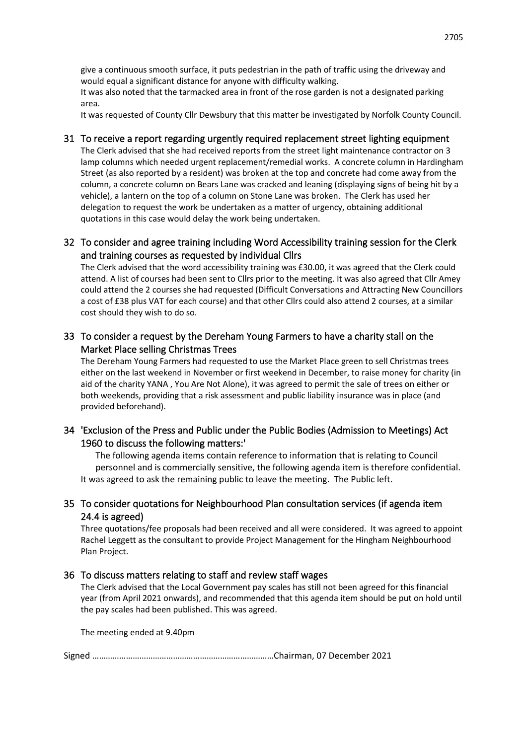give a continuous smooth surface, it puts pedestrian in the path of traffic using the driveway and would equal a significant distance for anyone with difficulty walking.

It was also noted that the tarmacked area in front of the rose garden is not a designated parking area.

It was requested of County Cllr Dewsbury that this matter be investigated by Norfolk County Council.

## 31 To receive a report regarding urgently required replacement street lighting equipment

The Clerk advised that she had received reports from the street light maintenance contractor on 3 lamp columns which needed urgent replacement/remedial works. A concrete column in Hardingham Street (as also reported by a resident) was broken at the top and concrete had come away from the column, a concrete column on Bears Lane was cracked and leaning (displaying signs of being hit by a vehicle), a lantern on the top of a column on Stone Lane was broken. The Clerk has used her delegation to request the work be undertaken as a matter of urgency, obtaining additional quotations in this case would delay the work being undertaken.

## 32 To consider and agree training including Word Accessibility training session for the Clerk and training courses as requested by individual Cllrs

The Clerk advised that the word accessibility training was £30.00, it was agreed that the Clerk could attend. A list of courses had been sent to Cllrs prior to the meeting. It was also agreed that Cllr Amey could attend the 2 courses she had requested (Difficult Conversations and Attracting New Councillors a cost of £38 plus VAT for each course) and that other Cllrs could also attend 2 courses, at a similar cost should they wish to do so.

## 33 To consider a request by the Dereham Young Farmers to have a charity stall on the Market Place selling Christmas Trees

The Dereham Young Farmers had requested to use the Market Place green to sell Christmas trees either on the last weekend in November or first weekend in December, to raise money for charity (in aid of the charity YANA , You Are Not Alone), it was agreed to permit the sale of trees on either or both weekends, providing that a risk assessment and public liability insurance was in place (and provided beforehand).

## 34 'Exclusion of the Press and Public under the Public Bodies (Admission to Meetings) Act 1960 to discuss the following matters:'

The following agenda items contain reference to information that is relating to Council personnel and is commercially sensitive, the following agenda item is therefore confidential.

It was agreed to ask the remaining public to leave the meeting. The Public left.

## 35 To consider quotations for Neighbourhood Plan consultation services (if agenda item 24.4 is agreed)

Three quotations/fee proposals had been received and all were considered. It was agreed to appoint Rachel Leggett as the consultant to provide Project Management for the Hingham Neighbourhood Plan Project.

## 36 To discuss matters relating to staff and review staff wages

The Clerk advised that the Local Government pay scales has still not been agreed for this financial year (from April 2021 onwards), and recommended that this agenda item should be put on hold until the pay scales had been published. This was agreed.

The meeting ended at 9.40pm

Signed ……………………………………………………………………Chairman, 07 December 2021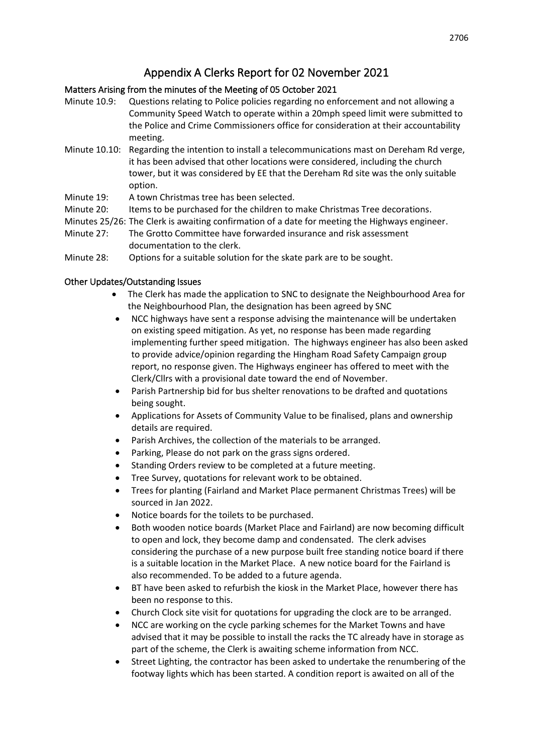# Appendix A Clerks Report for 02 November 2021

### Matters Arising from the minutes of the Meeting of 05 October 2021

Minute 10.9: Questions relating to Police policies regarding no enforcement and not allowing a Community Speed Watch to operate within a 20mph speed limit were submitted to the Police and Crime Commissioners office for consideration at their accountability meeting.

Minute 10.10: Regarding the intention to install a telecommunications mast on Dereham Rd verge, it has been advised that other locations were considered, including the church tower, but it was considered by EE that the Dereham Rd site was the only suitable option.

Minute 19: A town Christmas tree has been selected.

Minute 20: Items to be purchased for the children to make Christmas Tree decorations.

Minutes 25/26: The Clerk is awaiting confirmation of a date for meeting the Highways engineer.

Minute 27: The Grotto Committee have forwarded insurance and risk assessment documentation to the clerk.

Minute 28: Options for a suitable solution for the skate park are to be sought.

### Other Updates/Outstanding Issues

- The Clerk has made the application to SNC to designate the Neighbourhood Area for the Neighbourhood Plan, the designation has been agreed by SNC
- NCC highways have sent a response advising the maintenance will be undertaken on existing speed mitigation. As yet, no response has been made regarding implementing further speed mitigation. The highways engineer has also been asked to provide advice/opinion regarding the Hingham Road Safety Campaign group report, no response given. The Highways engineer has offered to meet with the Clerk/Cllrs with a provisional date toward the end of November.
- Parish Partnership bid for bus shelter renovations to be drafted and quotations being sought.
- Applications for Assets of Community Value to be finalised, plans and ownership details are required.
- Parish Archives, the collection of the materials to be arranged.
- Parking, Please do not park on the grass signs ordered.
- Standing Orders review to be completed at a future meeting.
- Tree Survey, quotations for relevant work to be obtained.
- Trees for planting (Fairland and Market Place permanent Christmas Trees) will be sourced in Jan 2022.
- Notice boards for the toilets to be purchased.
- Both wooden notice boards (Market Place and Fairland) are now becoming difficult to open and lock, they become damp and condensated. The clerk advises considering the purchase of a new purpose built free standing notice board if there is a suitable location in the Market Place. A new notice board for the Fairland is also recommended. To be added to a future agenda.
- BT have been asked to refurbish the kiosk in the Market Place, however there has been no response to this.
- Church Clock site visit for quotations for upgrading the clock are to be arranged.
- NCC are working on the cycle parking schemes for the Market Towns and have advised that it may be possible to install the racks the TC already have in storage as part of the scheme, the Clerk is awaiting scheme information from NCC.
- Street Lighting, the contractor has been asked to undertake the renumbering of the footway lights which has been started. A condition report is awaited on all of the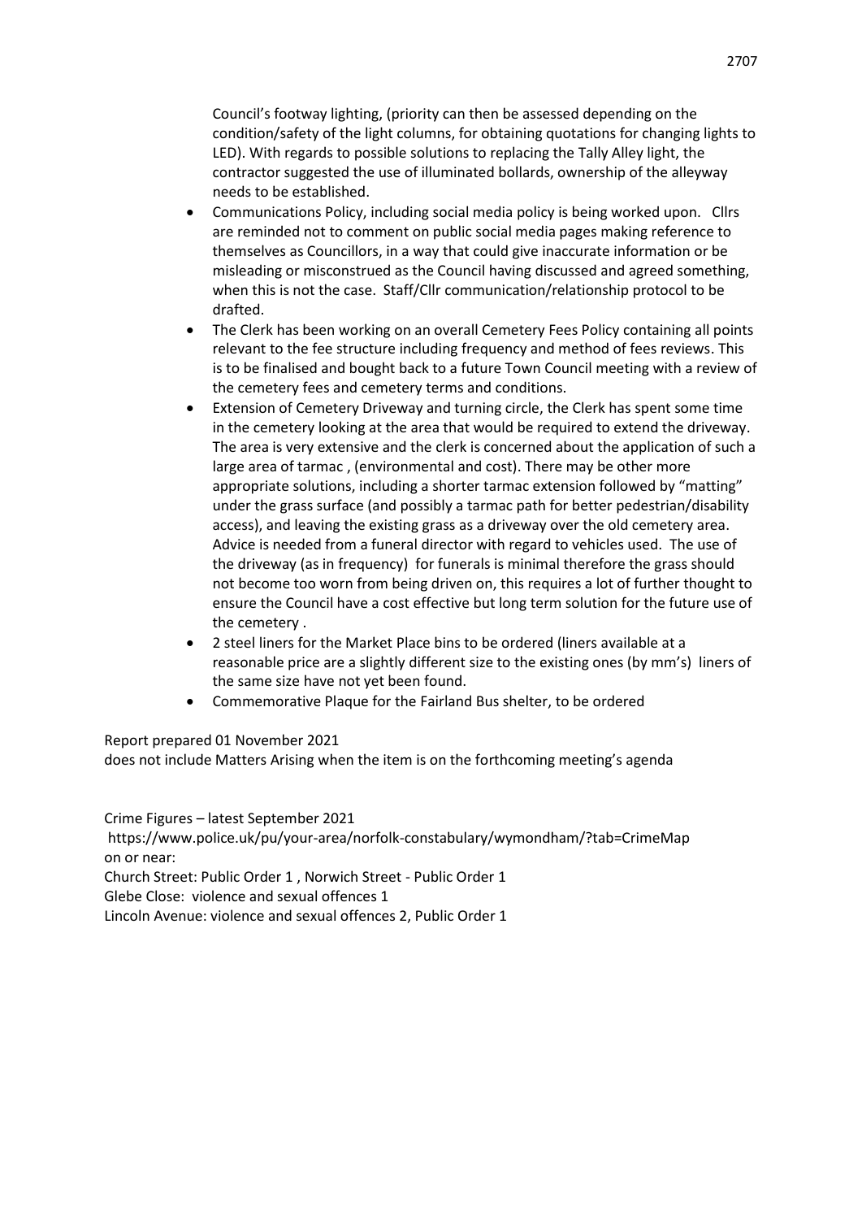Council's footway lighting, (priority can then be assessed depending on the condition/safety of the light columns, for obtaining quotations for changing lights to LED). With regards to possible solutions to replacing the Tally Alley light, the contractor suggested the use of illuminated bollards, ownership of the alleyway needs to be established.

- Communications Policy, including social media policy is being worked upon. Cllrs are reminded not to comment on public social media pages making reference to themselves as Councillors, in a way that could give inaccurate information or be misleading or misconstrued as the Council having discussed and agreed something, when this is not the case. Staff/Cllr communication/relationship protocol to be drafted.
- The Clerk has been working on an overall Cemetery Fees Policy containing all points relevant to the fee structure including frequency and method of fees reviews. This is to be finalised and bought back to a future Town Council meeting with a review of the cemetery fees and cemetery terms and conditions.
- Extension of Cemetery Driveway and turning circle, the Clerk has spent some time in the cemetery looking at the area that would be required to extend the driveway. The area is very extensive and the clerk is concerned about the application of such a large area of tarmac , (environmental and cost). There may be other more appropriate solutions, including a shorter tarmac extension followed by "matting" under the grass surface (and possibly a tarmac path for better pedestrian/disability access), and leaving the existing grass as a driveway over the old cemetery area. Advice is needed from a funeral director with regard to vehicles used. The use of the driveway (as in frequency) for funerals is minimal therefore the grass should not become too worn from being driven on, this requires a lot of further thought to ensure the Council have a cost effective but long term solution for the future use of the cemetery .
- 2 steel liners for the Market Place bins to be ordered (liners available at a reasonable price are a slightly different size to the existing ones (by mm's) liners of the same size have not yet been found.
- Commemorative Plaque for the Fairland Bus shelter, to be ordered

Report prepared 01 November 2021
does not include Matters Arising when the item is on the forthcoming meeting's agenda

Crime Figures – latest September 2021
https://www.police.uk/pu/your-area/norfolk-constabulary/wymondham/?tab=CrimeMap
on or near:
Church Street: Public Order 1 , Norwich Street - Public Order 1
Glebe Close: violence and sexual offences 1
Lincoln Avenue: violence and sexual offences 2, Public Order 1